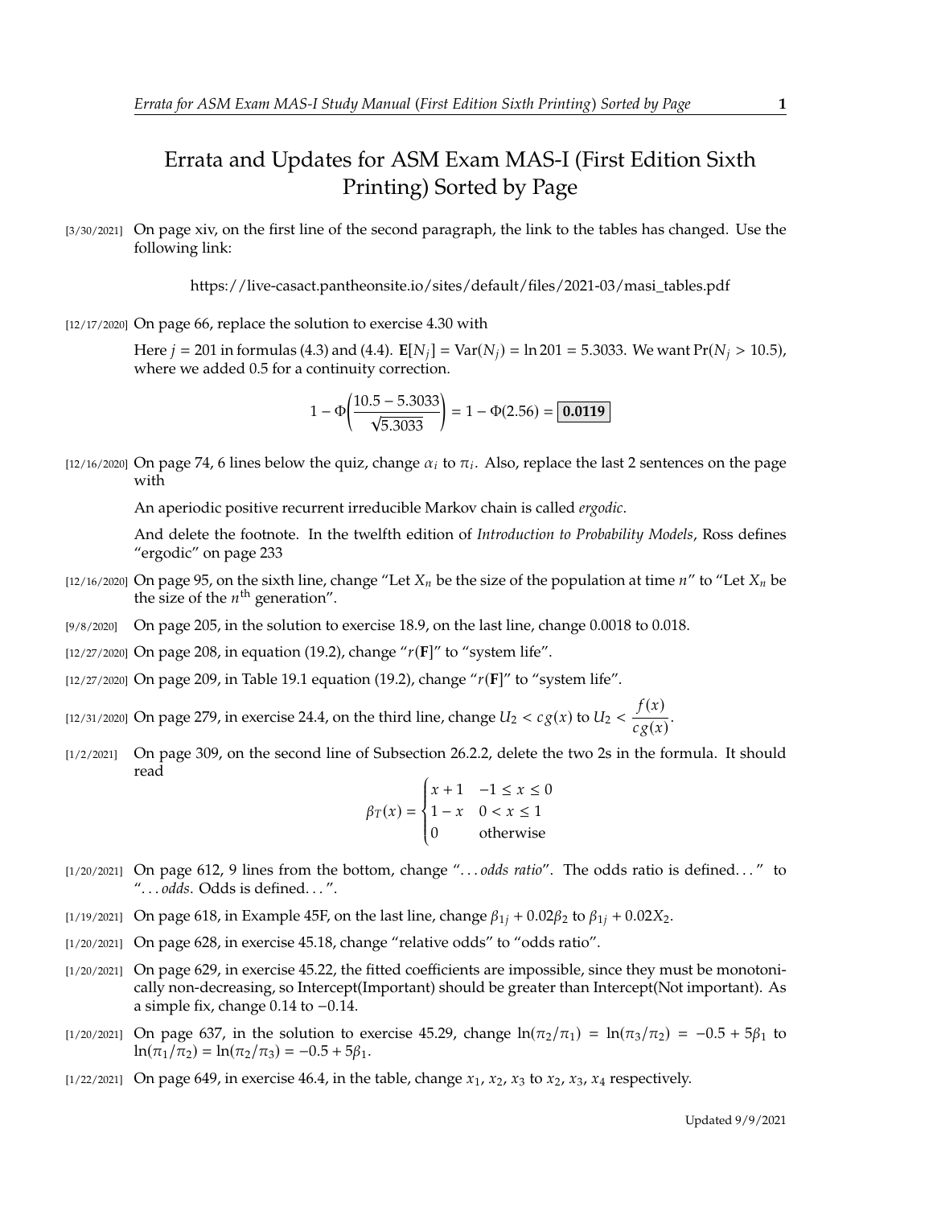# Errata and Updates for ASM Exam MAS-I (First Edition Sixth Printing) Sorted by Page

[3/30/2021] On page xiv, on the first line of the second paragraph, the link to the tables has changed. Use the following link:

https://live-casact.pantheonsite.io/sites/default/files/2021-03/masi_tables.pdf

[12/17/2020] On page 66, replace the solution to exercise 4.30 with

Here $j = 201$ in formulas (4.3) and (4.4). $\mathbf{E}[N_j] = \text{Var}(N_j) = \ln 201 = 5.3033$. We want $\Pr(N_j > 10.5)$, where we added 0.5 for a continuity correction.

$$1 - \Phi\left(\frac{10.5 - 5.3033}{\sqrt{5.3033}}\right) = 1 - \Phi(2.56) = \boxed{\mathbf{0.0119}}$$

[12/16/2020] On page 74, 6 lines below the quiz, change $\alpha_i$ to $\pi_i$. Also, replace the last 2 sentences on the page with

An aperiodic positive recurrent irreducible Markov chain is called *ergodic*.

And delete the footnote. In the twelfth edition of *Introduction to Probability Models*, Ross defines "ergodic" on page 233

[12/16/2020] On page 95, on the sixth line, change "Let $X_n$ be the size of the population at time $n$" to "Let $X_n$ be the size of the $n^{\text{th}}$ generation".

[9/8/2020] On page 205, in the solution to exercise 18.9, on the last line, change 0.0018 to 0.018.

[12/27/2020] On page 208, in equation (19.2), change "$r(\mathbf{F}]$" to "system life".

[12/27/2020] On page 209, in Table 19.1 equation (19.2), change "$r(\mathbf{F}]$" to "system life".

[12/31/2020] On page 279, in exercise 24.4, on the third line, change $U_2 < cg(x)$ to $U_2 < \dfrac{f(x)}{cg(x)}$.

[1/2/2021] On page 309, on the second line of Subsection 26.2.2, delete the two 2s in the formula. It should read

$$\beta_T(x) = \begin{cases} x+1 & -1 \leq x \leq 0 \\ 1-x & 0 < x \leq 1 \\ 0 & \text{otherwise} \end{cases}$$

[1/20/2021] On page 612, 9 lines from the bottom, change "... *odds ratio*". The odds ratio is defined..." to "... *odds*. Odds is defined...".

[1/19/2021] On page 618, in Example 45F, on the last line, change $\beta_{1j} + 0.02\beta_2$ to $\beta_{1j} + 0.02X_2$.

[1/20/2021] On page 628, in exercise 45.18, change "relative odds" to "odds ratio".

[1/20/2021] On page 629, in exercise 45.22, the fitted coefficients are impossible, since they must be monotonically non-decreasing, so Intercept(Important) should be greater than Intercept(Not important). As a simple fix, change 0.14 to −0.14.

[1/20/2021] On page 637, in the solution to exercise 45.29, change $\ln(\pi_2/\pi_1) = \ln(\pi_3/\pi_2) = -0.5 + 5\beta_1$ to $\ln(\pi_1/\pi_2) = \ln(\pi_2/\pi_3) = -0.5 + 5\beta_1$.

[1/22/2021] On page 649, in exercise 46.4, in the table, change $x_1$, $x_2$, $x_3$ to $x_2$, $x_3$, $x_4$ respectively.

Updated 9/9/2021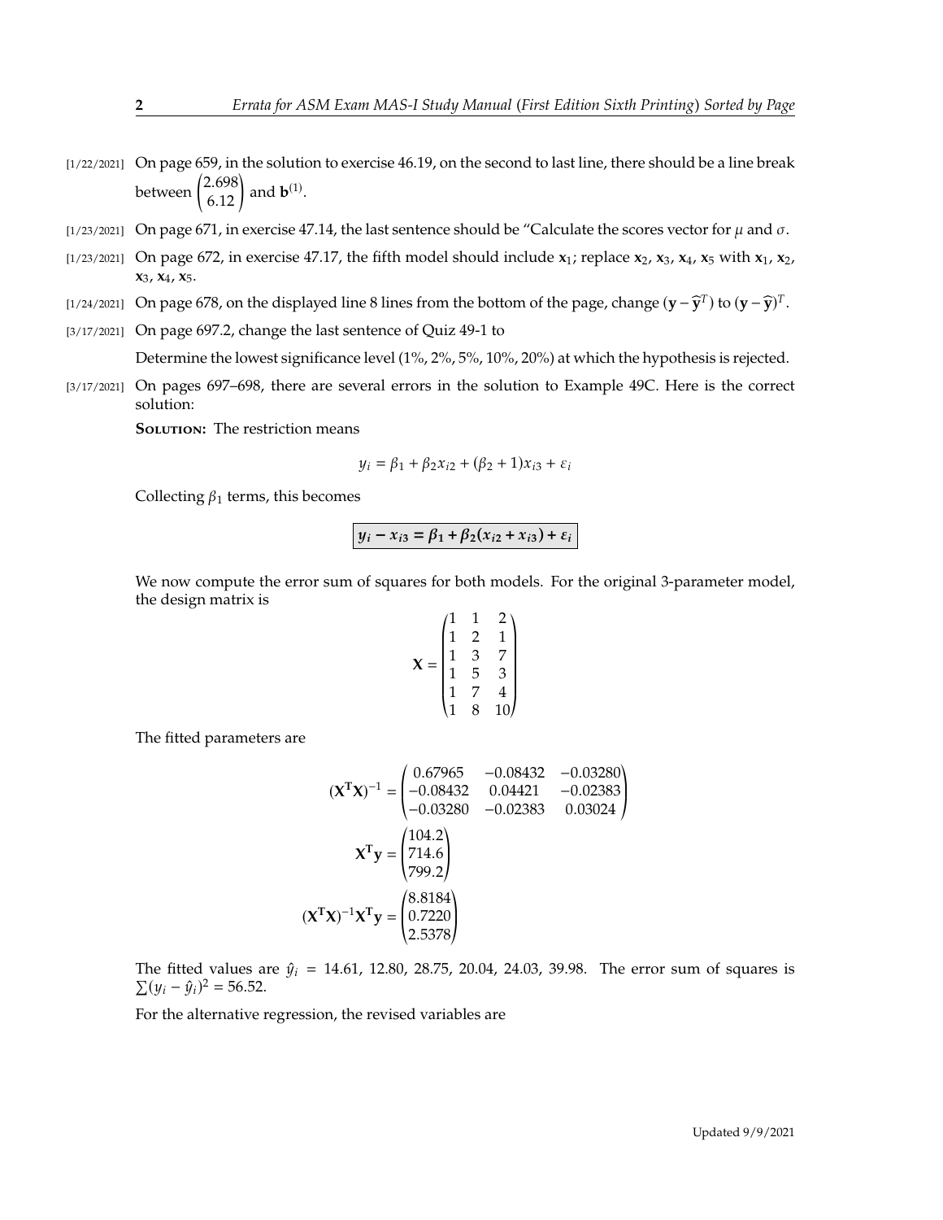[1/22/2021] On page 659, in the solution to exercise 46.19, on the second to last line, there should be a line break between $\begin{pmatrix}2.698\\6.12\end{pmatrix}$ and $\mathbf{b}^{(1)}$.

[1/23/2021] On page 671, in exercise 47.14, the last sentence should be "Calculate the scores vector for $\mu$ and $\sigma$.

[1/23/2021] On page 672, in exercise 47.17, the fifth model should include $\mathbf{x}_1$; replace $\mathbf{x}_2$, $\mathbf{x}_3$, $\mathbf{x}_4$, $\mathbf{x}_5$ with $\mathbf{x}_1$, $\mathbf{x}_2$, $\mathbf{x}_3$, $\mathbf{x}_4$, $\mathbf{x}_5$.

[1/24/2021] On page 678, on the displayed line 8 lines from the bottom of the page, change $(\mathbf{y} - \widehat{\mathbf{y}}^T)$ to $(\mathbf{y} - \widehat{\mathbf{y}})^T$.

[3/17/2021] On page 697.2, change the last sentence of Quiz 49-1 to

Determine the lowest significance level (1%, 2%, 5%, 10%, 20%) at which the hypothesis is rejected.

[3/17/2021] On pages 697–698, there are several errors in the solution to Example 49C. Here is the correct solution:

**Solution:** The restriction means

$$y_i = \beta_1 + \beta_2 x_{i2} + (\beta_2 + 1)x_{i3} + \varepsilon_i$$

Collecting $\beta_1$ terms, this becomes

$$\boxed{y_i - x_{i3} = \beta_1 + \beta_2(x_{i2} + x_{i3}) + \varepsilon_i}$$

We now compute the error sum of squares for both models. For the original 3-parameter model, the design matrix is

$$\mathbf{X} = \begin{pmatrix} 1 & 1 & 2 \\ 1 & 2 & 1 \\ 1 & 3 & 7 \\ 1 & 5 & 3 \\ 1 & 7 & 4 \\ 1 & 8 & 10 \end{pmatrix}$$

The fitted parameters are

$$(\mathbf{X^T X})^{-1} = \begin{pmatrix} 0.67965 & -0.08432 & -0.03280 \\ -0.08432 & 0.04421 & -0.02383 \\ -0.03280 & -0.02383 & 0.03024 \end{pmatrix}$$

$$\mathbf{X^T y} = \begin{pmatrix} 104.2 \\ 714.6 \\ 799.2 \end{pmatrix}$$

$$(\mathbf{X^T X})^{-1}\mathbf{X^T y} = \begin{pmatrix} 8.8184 \\ 0.7220 \\ 2.5378 \end{pmatrix}$$

The fitted values are $\hat{y}_i = 14.61, 12.80, 28.75, 20.04, 24.03, 39.98$. The error sum of squares is $\sum(y_i - \hat{y}_i)^2 = 56.52$.

For the alternative regression, the revised variables are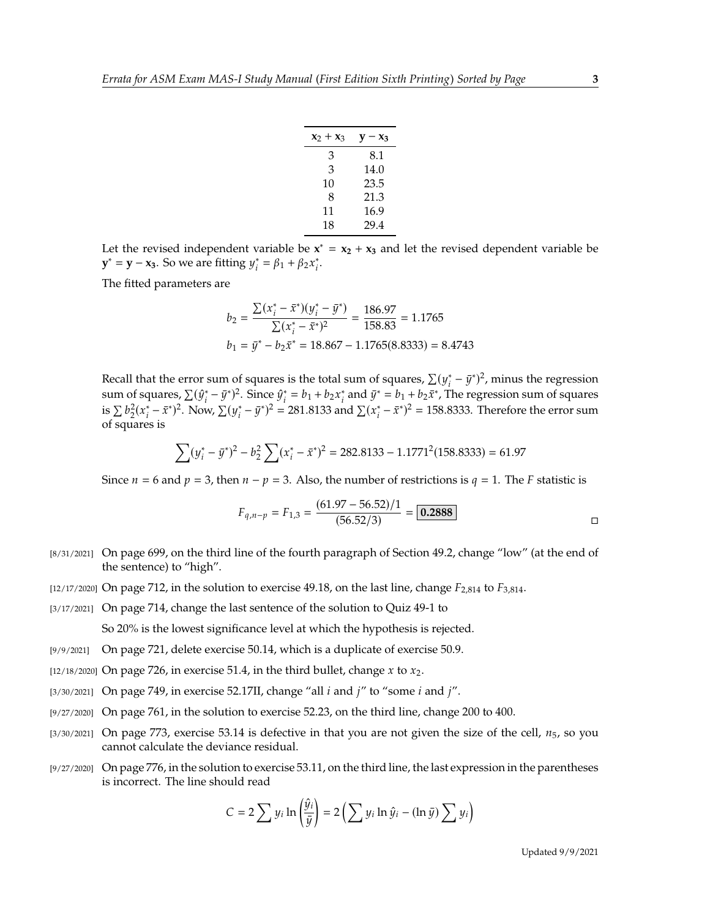| $\mathbf{x_2} + \mathbf{x_3}$ | $\mathbf{y} - \mathbf{x_3}$ |
|---|---|
| 3 | 8.1 |
| 3 | 14.0 |
| 10 | 23.5 |
| 8 | 21.3 |
| 11 | 16.9 |
| 18 | 29.4 |

Let the revised independent variable be $\mathbf{x}^* = \mathbf{x_2} + \mathbf{x_3}$ and let the revised dependent variable be $\mathbf{y}^* = \mathbf{y} - \mathbf{x_3}$. So we are fitting $y_i^* = \beta_1 + \beta_2 x_i^*$.

The fitted parameters are

$$b_2 = \frac{\sum(x_i^* - \bar{x}^*)(y_i^* - \bar{y}^*)}{\sum(x_i^* - \bar{x}^*)^2} = \frac{186.97}{158.83} = 1.1765$$

$$b_1 = \bar{y}^* - b_2\bar{x}^* = 18.867 - 1.1765(8.8333) = 8.4743$$

Recall that the error sum of squares is the total sum of squares, $\sum(y_i^* - \bar{y}^*)^2$, minus the regression sum of squares, $\sum(\hat{y}_i^* - \bar{y}^*)^2$. Since $\hat{y}_i^* = b_1 + b_2 x_i^*$ and $\bar{y}^* = b_1 + b_2\bar{x}^*$, The regression sum of squares is $\sum b_2^2(x_i^* - \bar{x}^*)^2$. Now, $\sum(y_i^* - \bar{y}^*)^2 = 281.8133$ and $\sum(x_i^* - \bar{x}^*)^2 = 158.8333$. Therefore the error sum of squares is

$$\sum(y_i^* - \bar{y}^*)^2 - b_2^2\sum(x_i^* - \bar{x}^*)^2 = 282.8133 - 1.1771^2(158.8333) = 61.97$$

Since $n = 6$ and $p = 3$, then $n - p = 3$. Also, the number of restrictions is $q = 1$. The $F$ statistic is

$$F_{q,n-p} = F_{1,3} = \frac{(61.97 - 56.52)/1}{(56.52/3)} = \boxed{\mathbf{0.2888}}$$

□

[8/31/2021] On page 699, on the third line of the fourth paragraph of Section 49.2, change "low" (at the end of the sentence) to "high".

[12/17/2020] On page 712, in the solution to exercise 49.18, on the last line, change $F_{2,814}$ to $F_{3,814}$.

[3/17/2021] On page 714, change the last sentence of the solution to Quiz 49-1 to

So 20% is the lowest significance level at which the hypothesis is rejected.

[9/9/2021] On page 721, delete exercise 50.14, which is a duplicate of exercise 50.9.

[12/18/2020] On page 726, in exercise 51.4, in the third bullet, change $x$ to $x_2$.

[3/30/2021] On page 749, in exercise 52.17II, change "all $i$ and $j$" to "some $i$ and $j$".

[9/27/2020] On page 761, in the solution to exercise 52.23, on the third line, change 200 to 400.

[3/30/2021] On page 773, exercise 53.14 is defective in that you are not given the size of the cell, $n_5$, so you cannot calculate the deviance residual.

[9/27/2020] On page 776, in the solution to exercise 53.11, on the third line, the last expression in the parentheses is incorrect. The line should read

$$C = 2\sum y_i \ln\left(\frac{\hat{y}_i}{\bar{y}}\right) = 2\left(\sum y_i \ln \hat{y}_i - (\ln \bar{y})\sum y_i\right)$$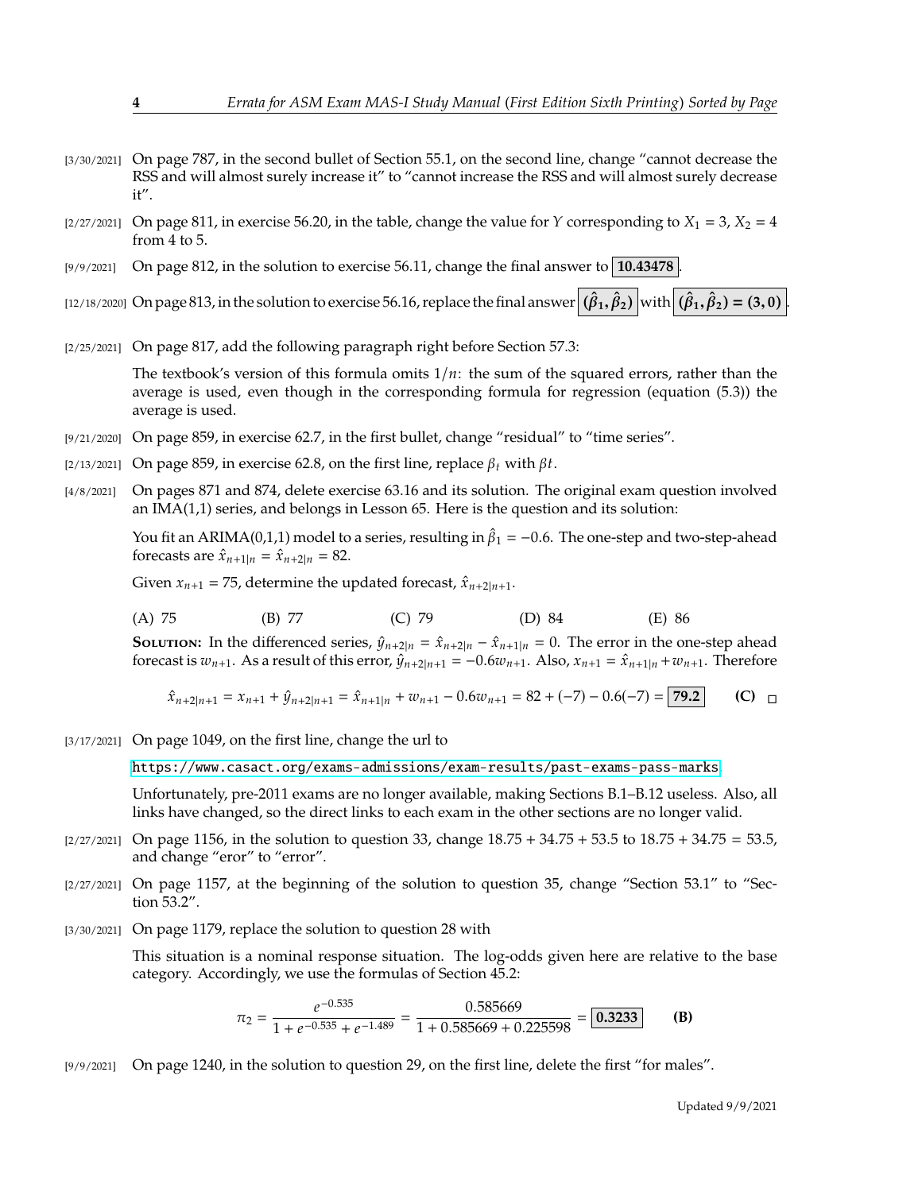[3/30/2021] On page 787, in the second bullet of Section 55.1, on the second line, change "cannot decrease the RSS and will almost surely increase it" to "cannot increase the RSS and will almost surely decrease it".

[2/27/2021] On page 811, in exercise 56.20, in the table, change the value for $Y$ corresponding to $X_1 = 3$, $X_2 = 4$ from 4 to 5.

[9/9/2021] On page 812, in the solution to exercise 56.11, change the final answer to $\boxed{\mathbf{10.43478}}$.

[12/18/2020] On page 813, in the solution to exercise 56.16, replace the final answer $\boxed{(\hat{\beta}_1, \hat{\beta}_2)}$ with $\boxed{(\hat{\beta}_1, \hat{\beta}_2) = (3, 0)}$.

[2/25/2021] On page 817, add the following paragraph right before Section 57.3:

> The textbook's version of this formula omits $1/n$: the sum of the squared errors, rather than the average is used, even though in the corresponding formula for regression (equation (5.3)) the average is used.

[9/21/2020] On page 859, in exercise 62.7, in the first bullet, change "residual" to "time series".

[2/13/2021] On page 859, in exercise 62.8, on the first line, replace $\beta_t$ with $\beta t$.

[4/8/2021] On pages 871 and 874, delete exercise 63.16 and its solution. The original exam question involved an IMA(1,1) series, and belongs in Lesson 65. Here is the question and its solution:

> You fit an ARIMA(0,1,1) model to a series, resulting in $\hat{\beta}_1 = -0.6$. The one-step and two-step-ahead forecasts are $\hat{x}_{n+1|n} = \hat{x}_{n+2|n} = 82$.
>
> Given $x_{n+1} = 75$, determine the updated forecast, $\hat{x}_{n+2|n+1}$.
>
> (A) 75 (B) 77 (C) 79 (D) 84 (E) 86
>
> **Solution:** In the differenced series, $\hat{y}_{n+2|n} = \hat{x}_{n+2|n} - \hat{x}_{n+1|n} = 0$. The error in the one-step ahead forecast is $w_{n+1}$. As a result of this error, $\hat{y}_{n+2|n+1} = -0.6w_{n+1}$. Also, $x_{n+1} = \hat{x}_{n+1|n} + w_{n+1}$. Therefore
>
> $$\hat{x}_{n+2|n+1} = x_{n+1} + \hat{y}_{n+2|n+1} = \hat{x}_{n+1|n} + w_{n+1} - 0.6w_{n+1} = 82 + (-7) - 0.6(-7) = \boxed{\mathbf{79.2}} \qquad \textbf{(C)}$$

[3/17/2021] On page 1049, on the first line, change the url to

> https://www.casact.org/exams-admissions/exam-results/past-exams-pass-marks.
>
> Unfortunately, pre-2011 exams are no longer available, making Sections B.1–B.12 useless. Also, all links have changed, so the direct links to each exam in the other sections are no longer valid.

[2/27/2021] On page 1156, in the solution to question 33, change 18.75 + 34.75 + 53.5 to 18.75 + 34.75 = 53.5, and change "eror" to "error".

[2/27/2021] On page 1157, at the beginning of the solution to question 35, change "Section 53.1" to "Section 53.2".

[3/30/2021] On page 1179, replace the solution to question 28 with

> This situation is a nominal response situation. The log-odds given here are relative to the base category. Accordingly, we use the formulas of Section 45.2:
>
> $$\pi_2 = \frac{e^{-0.535}}{1 + e^{-0.535} + e^{-1.489}} = \frac{0.585669}{1 + 0.585669 + 0.225598} = \boxed{\mathbf{0.3233}} \qquad \textbf{(B)}$$

[9/9/2021] On page 1240, in the solution to question 29, on the first line, delete the first "for males".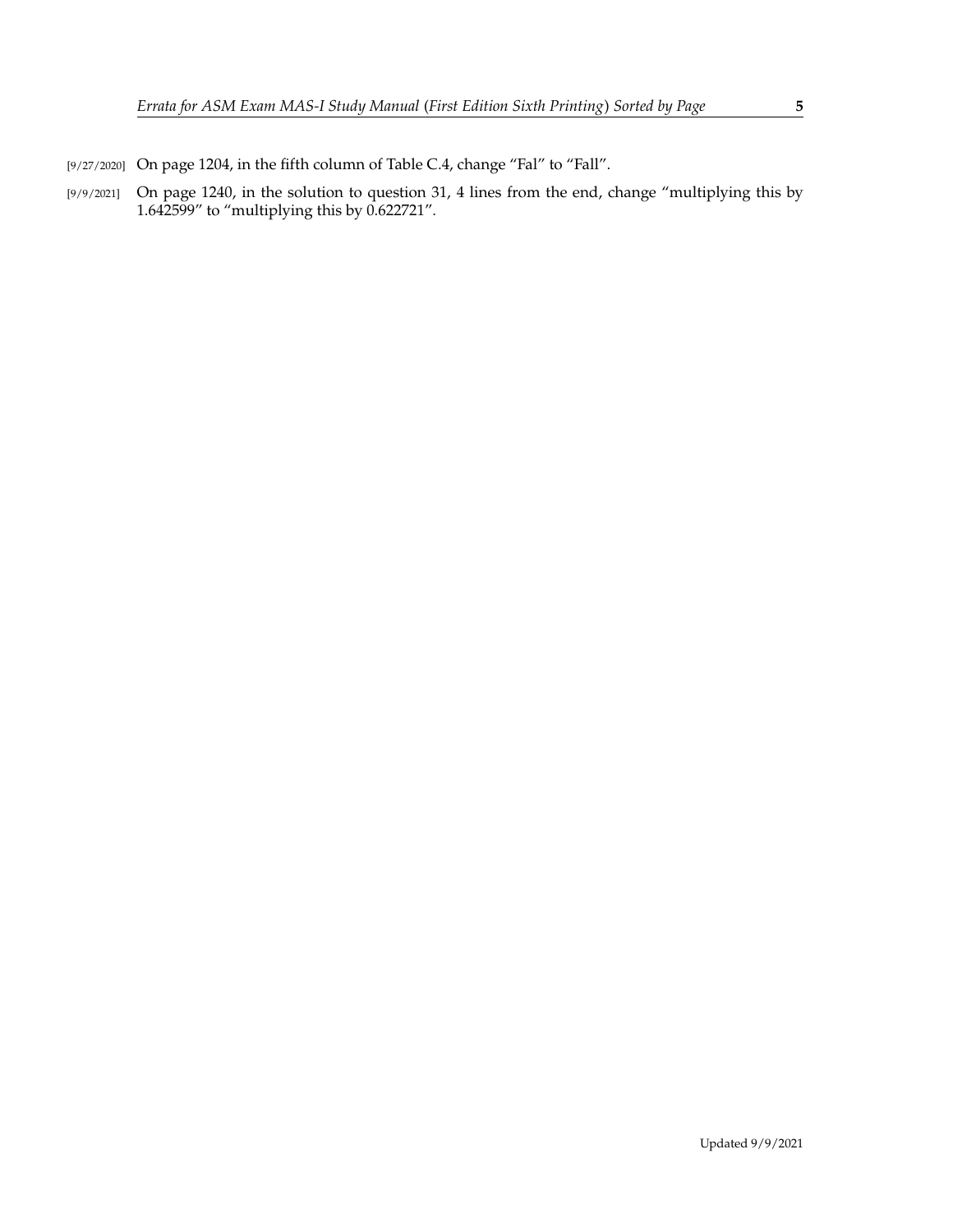[9/27/2020] On page 1204, in the fifth column of Table C.4, change "Fal" to "Fall".

[9/9/2021] On page 1240, in the solution to question 31, 4 lines from the end, change "multiplying this by 1.642599" to "multiplying this by 0.622721".

Updated 9/9/2021